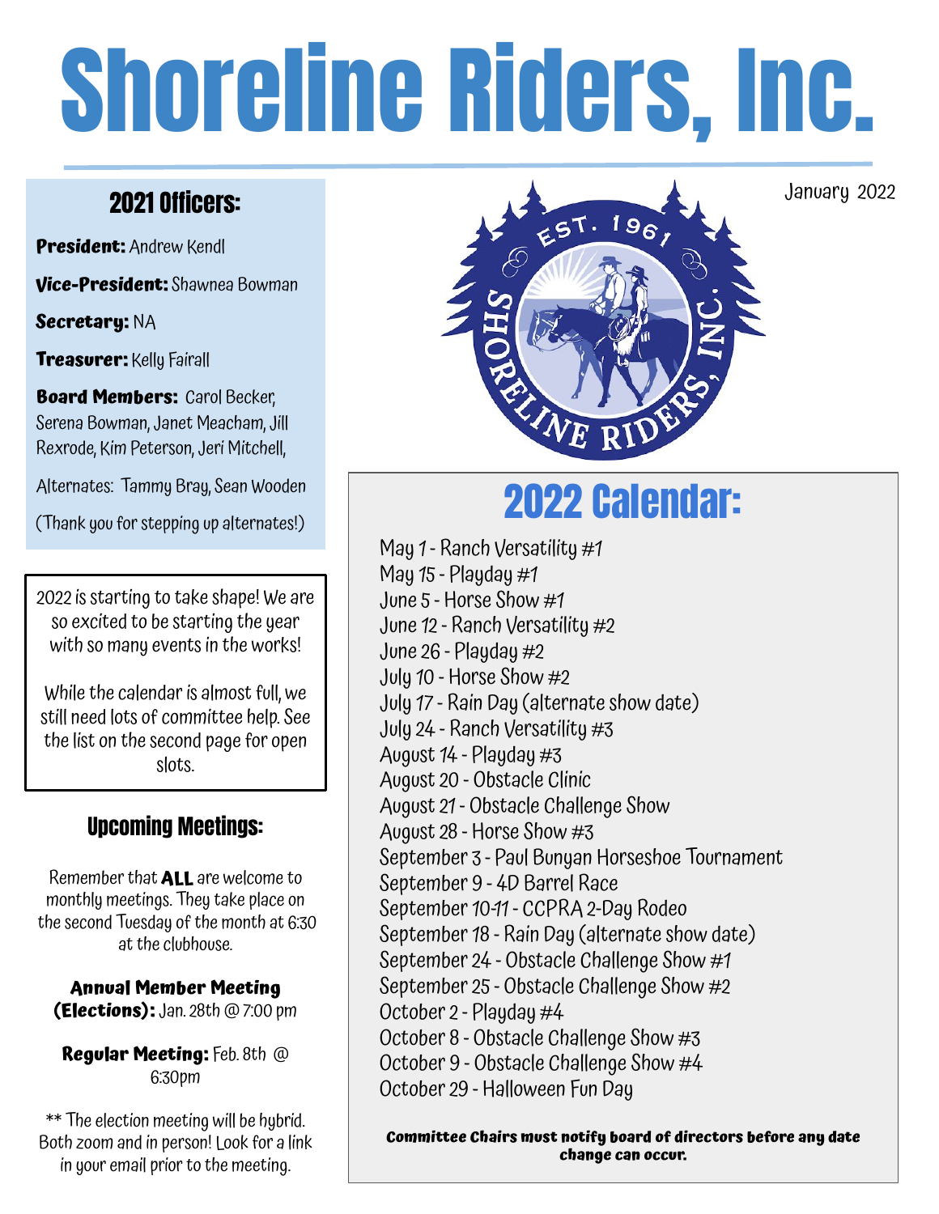# Shoreline Riders, Inc.

January 2022

## 2021 Officers:

**President:** Andrew Kendl

**Vice-President:** Shawnea Bowman

**Secretary:** NA

**Treasurer:** Kelly Fairall

**Board Members:** Carol Becker, Serena Bowman, Janet Meacham, Jill Rexrode, Kim Peterson, Jeri Mitchell,

Alternates: Tammy Bray, Sean Wooden

(Thank you for stepping up alternates!)

2022 is starting to take shape! We are so excited to be starting the year with so many events in the works!

While the calendar is almost full, we still need lots of committee help. See the list on the second page for open slots.

## Upcoming Meetings:

Remember that **ALL** are welcome to monthly meetings. They take place on the second Tuesday of the month at 6:30 at the clubhouse.

**Annual Member Meeting (Elections):** Jan. 28th @ 7:00 pm

**Regular Meeting:** Feb. 8th @ 6:30pm

** The election meeting will be hybrid. Both zoom and in person! Look for a link in your email prior to the meeting.

## 2022 Calendar:

May 1 - Ranch Versatility #1
May 15 - Playday #1
June 5 - Horse Show #1
June 12 - Ranch Versatility #2
June 26 - Playday #2
July 10 - Horse Show #2
July 17 - Rain Day (alternate show date)
July 24 - Ranch Versatility #3
August 14 - Playday #3
August 20 - Obstacle Clinic
August 21 - Obstacle Challenge Show
August 28 - Horse Show #3
September 3 - Paul Bunyan Horseshoe Tournament
September 9 - 4D Barrel Race
September 10-11 - CCPRA 2-Day Rodeo
September 18 - Rain Day (alternate show date)
September 24 - Obstacle Challenge Show #1
September 25 - Obstacle Challenge Show #2
October 2 - Playday #4
October 8 - Obstacle Challenge Show #3
October 9 - Obstacle Challenge Show #4
October 29 - Halloween Fun Day

**Committee Chairs must notify board of directors before any date change can occur.**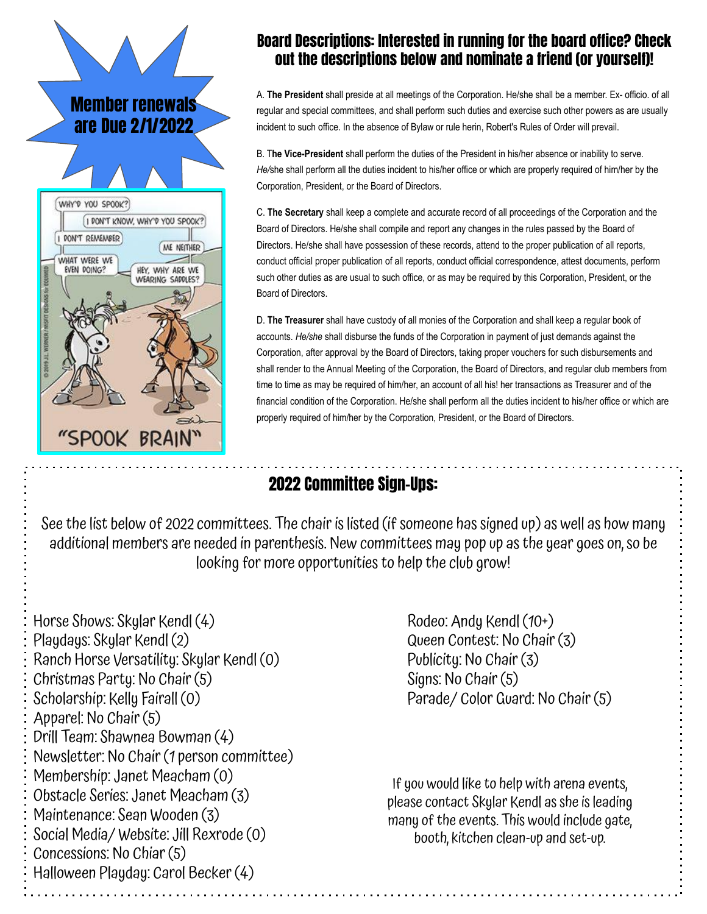**Member renewals are Due 2/1/2022**

## Board Descriptions: Interested in running for the board office? Check out the descriptions below and nominate a friend (or yourself)!

A. **The President** shall preside at all meetings of the Corporation. He/she shall be a member. Ex- officio. of all regular and special committees, and shall perform such duties and exercise such other powers as are usually incident to such office. In the absence of Bylaw or rule herin, Robert's Rules of Order will prevail.

B. T**he Vice-President** shall perform the duties of the President in his/her absence or inability to serve. *He/*she shall perform all the duties incident to his/her office or which are properly required of him/her by the Corporation, President, or the Board of Directors.

C. **The Secretary** shall keep a complete and accurate record of all proceedings of the Corporation and the Board of Directors. He/she shall compile and report any changes in the rules passed by the Board of Directors. He/she shall have possession of these records, attend to the proper publication of all reports, conduct official proper publication of all reports, conduct official correspondence, attest documents, perform such other duties as are usual to such office, or as may be required by this Corporation, President, or the Board of Directors.

D. **The Treasurer** shall have custody of all monies of the Corporation and shall keep a regular book of accounts. *He/she* shall disburse the funds of the Corporation in payment of just demands against the Corporation, after approval by the Board of Directors, taking proper vouchers for such disbursements and shall render to the Annual Meeting of the Corporation, the Board of Directors, and regular club members from time to time as may be required of him/her, an account of all his! her transactions as Treasurer and of the financial condition of the Corporation. He/she shall perform all the duties incident to his/her office or which are properly required of him/her by the Corporation, President, or the Board of Directors.

## 2022 Committee Sign-Ups:

See the list below of 2022 committees. The chair is listed (if someone has signed up) as well as how many additional members are needed in parenthesis. New committees may pop up as the year goes on, so be looking for more opportunities to help the club grow!

- Horse Shows: Skylar Kendl (4)
- Playdays: Skylar Kendl (2)
- Ranch Horse Versatility: Skylar Kendl (0)
- Christmas Party: No Chair (5)
- Scholarship: Kelly Fairall (0)
- Apparel: No Chair (5)
- Drill Team: Shawnea Bowman (4)
- Newsletter: No Chair (1 person committee)
- Membership: Janet Meacham (0)
- Obstacle Series: Janet Meacham (3)
- Maintenance: Sean Wooden (3)
- Social Media/ Website: Jill Rexrode (0)
- Concessions: No Chiar (5)
- Halloween Playday: Carol Becker (4)
- Rodeo: Andy Kendl (10+)
- Queen Contest: No Chair (3)
- Publicity: No Chair (3)
- Signs: No Chair (5)
- Parade/ Color Guard: No Chair (5)

If you would like to help with arena events, please contact Skylar Kendl as she is leading many of the events. This would include gate, booth, kitchen clean-up and set-up.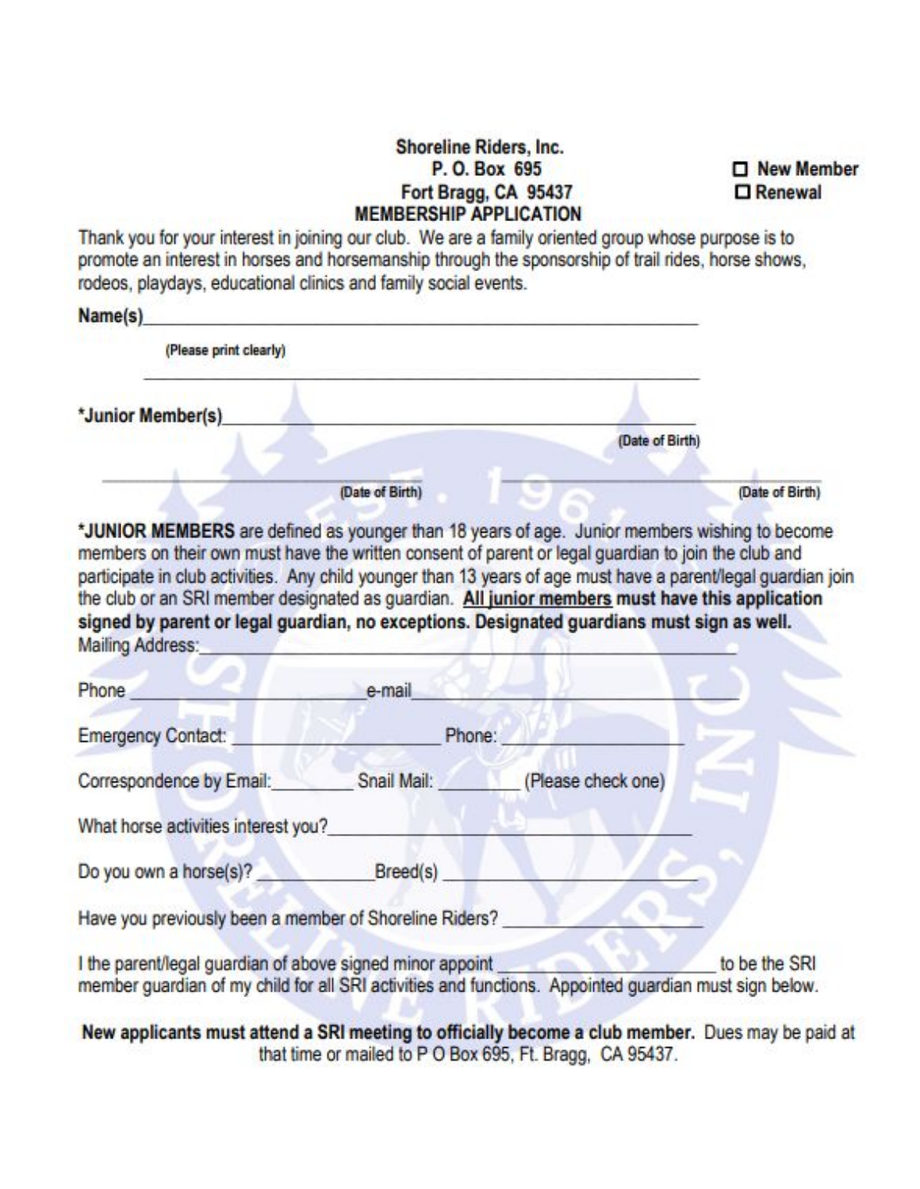**Shoreline Riders, Inc.**
**P. O. Box 695**
**Fort Bragg, CA 95437**
**MEMBERSHIP APPLICATION**

☐ **New Member**
☐ **Renewal**

Thank you for your interest in joining our club. We are a family oriented group whose purpose is to promote an interest in horses and horsemanship through the sponsorship of trail rides, horse shows, rodeos, playdays, educational clinics and family social events.

**Name(s)**\_\_\_\_\_\_\_\_\_\_\_\_\_\_\_\_\_\_\_\_\_\_\_\_\_\_\_\_\_\_\_\_\_\_\_\_\_\_\_\_\_\_\_\_\_\_\_\_\_\_\_\_

**(Please print clearly)** \_\_\_\_\_\_\_\_\_\_\_\_\_\_\_\_\_\_\_\_\_\_\_\_\_\_\_\_\_\_\_\_\_\_\_\_\_\_\_\_\_\_\_\_\_\_\_\_

**\*Junior Member(s)**\_\_\_\_\_\_\_\_\_\_\_\_\_\_\_\_\_\_\_\_\_\_\_\_\_\_\_\_\_\_\_\_\_\_\_\_\_\_\_\_\_\_\_\_ **(Date of Birth)**

\_\_\_\_\_\_\_\_\_\_\_\_\_\_\_\_\_\_\_\_\_\_\_\_\_\_\_\_ **(Date of Birth)** \_\_\_\_\_\_\_\_\_\_\_\_\_\_\_\_\_\_\_\_\_\_\_\_\_\_\_\_ **(Date of Birth)**

**\*JUNIOR MEMBERS** are defined as younger than 18 years of age. Junior members wishing to become members on their own must have the written consent of parent or legal guardian to join the club and participate in club activities. Any child younger than 13 years of age must have a parent/legal guardian join the club or an SRI member designated as guardian. **<u>All junior members</u> must have this application signed by parent or legal guardian, no exceptions. Designated guardians must sign as well.**

Mailing Address:\_\_\_\_\_\_\_\_\_\_\_\_\_\_\_\_\_\_\_\_\_\_\_\_\_\_\_\_\_\_\_\_\_\_\_\_\_\_\_\_\_\_\_\_\_\_\_\_\_\_\_\_

Phone \_\_\_\_\_\_\_\_\_\_\_\_\_\_\_\_\_\_\_\_\_\_ e-mail\_\_\_\_\_\_\_\_\_\_\_\_\_\_\_\_\_\_\_\_\_\_\_\_\_\_\_\_\_\_\_\_

Emergency Contact: \_\_\_\_\_\_\_\_\_\_\_\_\_\_\_\_\_\_\_\_\_\_ Phone:\_\_\_\_\_\_\_\_\_\_\_\_\_\_\_\_\_\_\_\_

Correspondence by Email:\_\_\_\_\_\_\_\_ Snail Mail: \_\_\_\_\_\_\_\_ (Please check one)

What horse activities interest you?\_\_\_\_\_\_\_\_\_\_\_\_\_\_\_\_\_\_\_\_\_\_\_\_\_\_\_\_\_\_\_\_\_\_\_\_\_\_

Do you own a horse(s)? \_\_\_\_\_\_\_\_\_\_\_\_ Breed(s) \_\_\_\_\_\_\_\_\_\_\_\_\_\_\_\_\_\_\_\_\_\_\_\_\_\_\_\_

Have you previously been a member of Shoreline Riders? \_\_\_\_\_\_\_\_\_\_\_\_\_\_\_\_\_\_\_\_

I the parent/legal guardian of above signed minor appoint \_\_\_\_\_\_\_\_\_\_\_\_\_\_\_\_\_\_\_\_\_\_ to be the SRI member guardian of my child for all SRI activities and functions. Appointed guardian must sign below.

**New applicants must attend a SRI meeting to officially become a club member.** Dues may be paid at that time or mailed to P O Box 695, Ft. Bragg, CA 95437.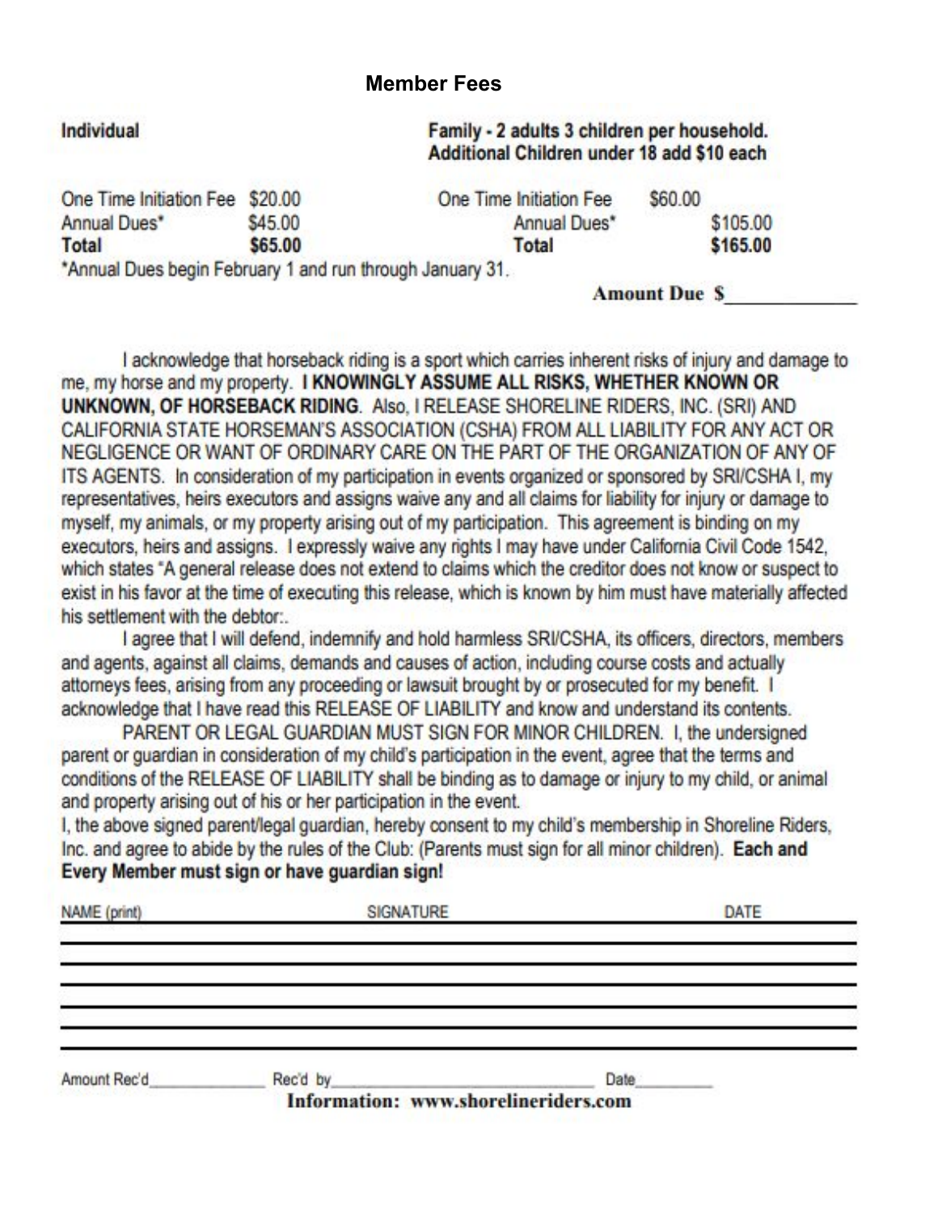## Member Fees

| **Individual** | | **Family - 2 adults 3 children per household. Additional Children under 18 add $10 each** | |
|---|---|---|---|
| One Time Initiation Fee | $20.00 | One Time Initiation Fee | $60.00 |
| Annual Dues* | $45.00 | Annual Dues* | $105.00 |
| **Total** | **$65.00** | **Total** | **$165.00** |

*Annual Dues begin February 1 and run through January 31.

**Amount Due $**____________

I acknowledge that horseback riding is a sport which carries inherent risks of injury and damage to me, my horse and my property. **I KNOWINGLY ASSUME ALL RISKS, WHETHER KNOWN OR UNKNOWN, OF HORSEBACK RIDING**. Also, I RELEASE SHORELINE RIDERS, INC. (SRI) AND CALIFORNIA STATE HORSEMAN'S ASSOCIATION (CSHA) FROM ALL LIABILITY FOR ANY ACT OR NEGLIGENCE OR WANT OF ORDINARY CARE ON THE PART OF THE ORGANIZATION OF ANY OF ITS AGENTS. In consideration of my participation in events organized or sponsored by SRI/CSHA I, my representatives, heirs executors and assigns waive any and all claims for liability for injury or damage to myself, my animals, or my property arising out of my participation. This agreement is binding on my executors, heirs and assigns. I expressly waive any rights I may have under California Civil Code 1542, which states "A general release does not extend to claims which the creditor does not know or suspect to exist in his favor at the time of executing this release, which is known by him must have materially affected his settlement with the debtor:.

I agree that I will defend, indemnify and hold harmless SRI/CSHA, its officers, directors, members and agents, against all claims, demands and causes of action, including course costs and actually attorneys fees, arising from any proceeding or lawsuit brought by or prosecuted for my benefit. I acknowledge that I have read this RELEASE OF LIABILITY and know and understand its contents.

PARENT OR LEGAL GUARDIAN MUST SIGN FOR MINOR CHILDREN. I, the undersigned parent or guardian in consideration of my child's participation in the event, agree that the terms and conditions of the RELEASE OF LIABILITY shall be binding as to damage or injury to my child, or animal and property arising out of his or her participation in the event.

I, the above signed parent/legal guardian, hereby consent to my child's membership in Shoreline Riders, Inc. and agree to abide by the rules of the Club: (Parents must sign for all minor children). **Each and Every Member must sign or have guardian sign!**

| NAME (print) | SIGNATURE | DATE |
|---|---|---|
| | | |
| | | |
| | | |
| | | |
| | | |
| | | |

Amount Rec'd______________ Rec'd by______________________________ Date__________

**Information: www.shorelineriders.com**